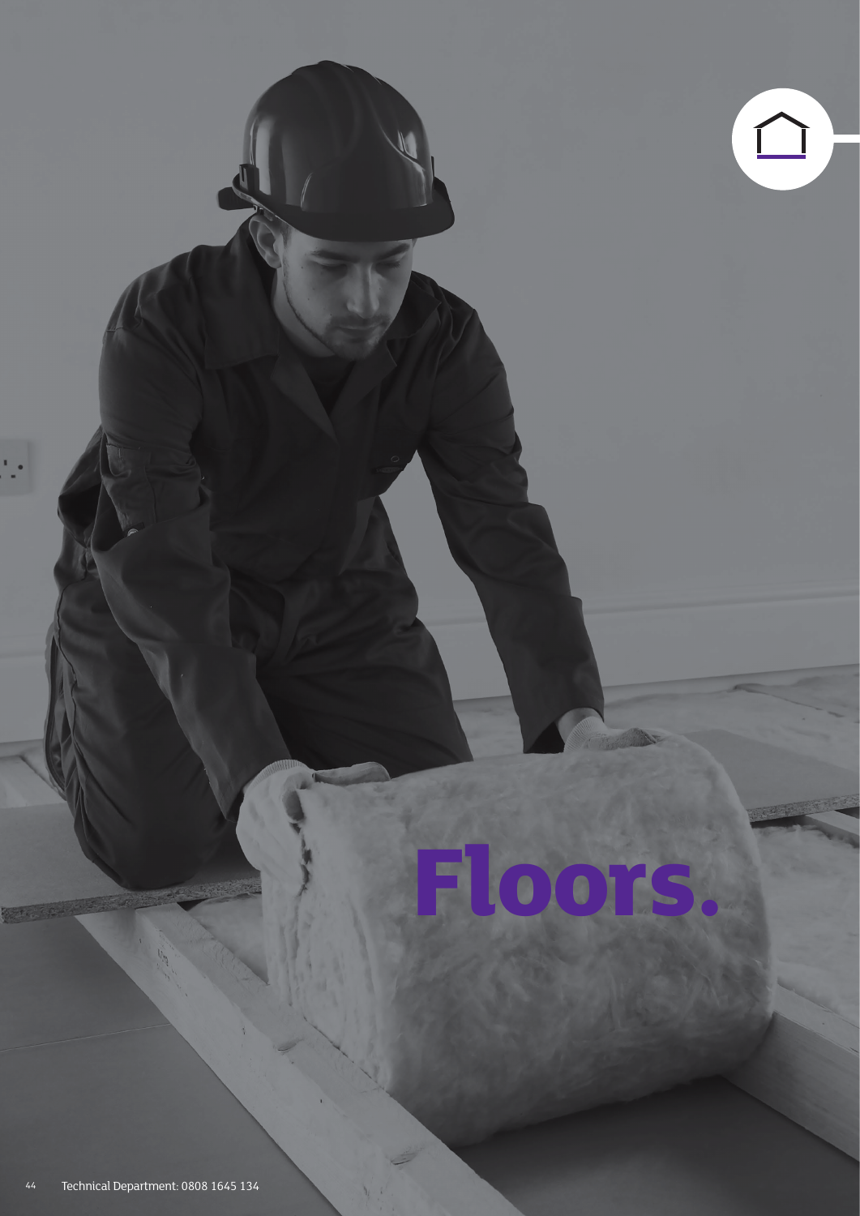# Floors.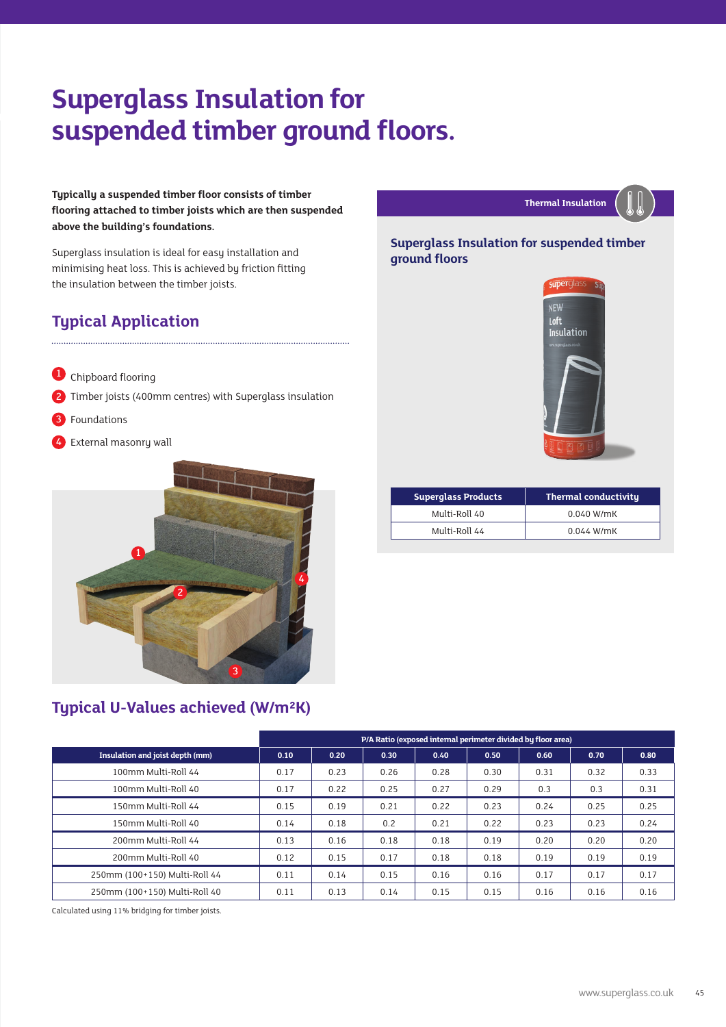# Superglass Insulation for suspended timber ground floors.

**Typically a suspended timber floor consists of timber flooring attached to timber joists which are then suspended above the building's foundations.**

Superglass insulation is ideal for easy installation and minimising heat loss. This is achieved by friction fitting the insulation between the timber joists.

## Typical Application

1. Chipboard flooring
2. Timber joists (400mm centres) with Superglass insulation
3. Foundations
4. External masonry wall

**Thermal Insulation**

### Superglass Insulation for suspended timber ground floors

| Superglass Products | Thermal conductivity |
|---|---|
| Multi-Roll 40 | 0.040 W/mK |
| Multi-Roll 44 | 0.044 W/mK |

## Typical U-Values achieved (W/m²K)

| | P/A Ratio (exposed internal perimeter divided by floor area) | | | | | | | |
|---|---|---|---|---|---|---|---|---|
| Insulation and joist depth (mm) | 0.10 | 0.20 | 0.30 | 0.40 | 0.50 | 0.60 | 0.70 | 0.80 |
| 100mm Multi-Roll 44 | 0.17 | 0.23 | 0.26 | 0.28 | 0.30 | 0.31 | 0.32 | 0.33 |
| 100mm Multi-Roll 40 | 0.17 | 0.22 | 0.25 | 0.27 | 0.29 | 0.3 | 0.3 | 0.31 |
| 150mm Multi-Roll 44 | 0.15 | 0.19 | 0.21 | 0.22 | 0.23 | 0.24 | 0.25 | 0.25 |
| 150mm Multi-Roll 40 | 0.14 | 0.18 | 0.2 | 0.21 | 0.22 | 0.23 | 0.23 | 0.24 |
| 200mm Multi-Roll 44 | 0.13 | 0.16 | 0.18 | 0.18 | 0.19 | 0.20 | 0.20 | 0.20 |
| 200mm Multi-Roll 40 | 0.12 | 0.15 | 0.17 | 0.18 | 0.18 | 0.19 | 0.19 | 0.19 |
| 250mm (100+150) Multi-Roll 44 | 0.11 | 0.14 | 0.15 | 0.16 | 0.16 | 0.17 | 0.17 | 0.17 |
| 250mm (100+150) Multi-Roll 40 | 0.11 | 0.13 | 0.14 | 0.15 | 0.15 | 0.16 | 0.16 | 0.16 |

Calculated using 11% bridging for timber joists.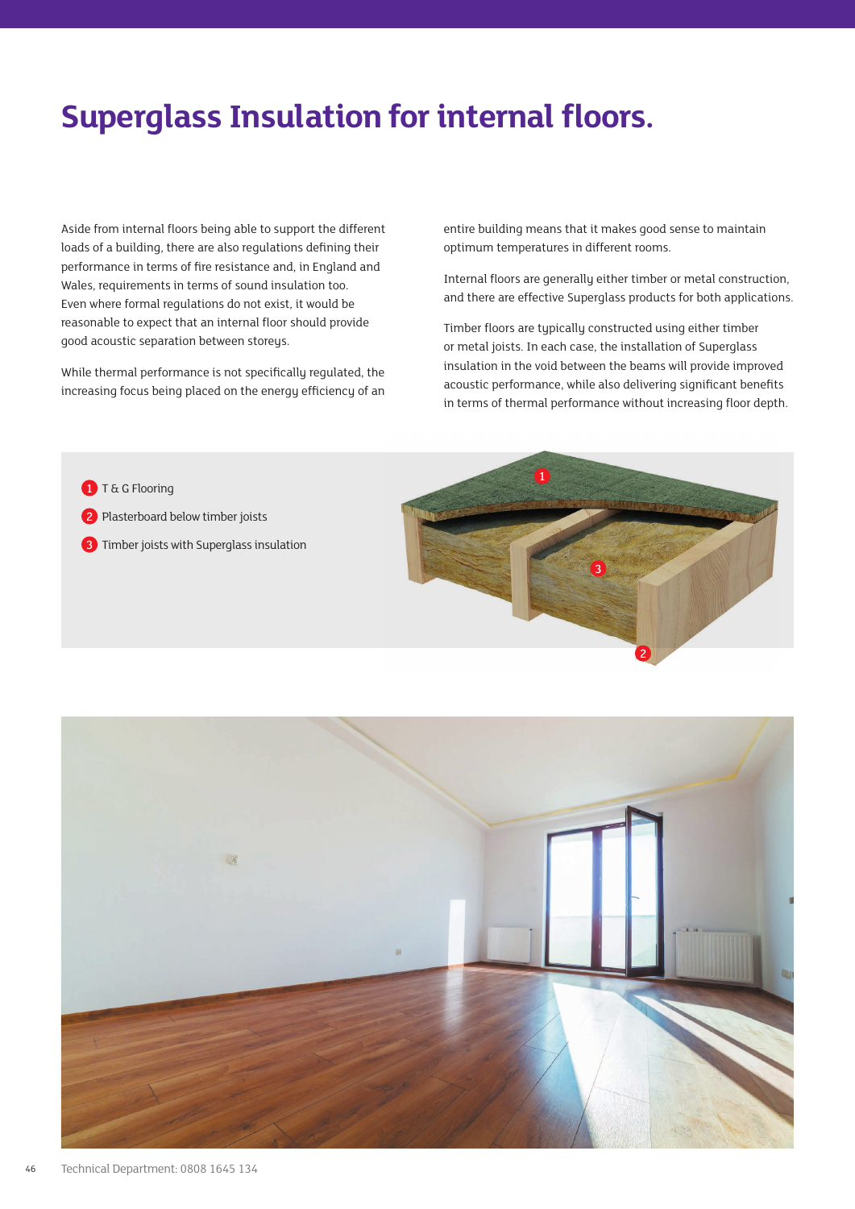# Superglass Insulation for internal floors.

Aside from internal floors being able to support the different loads of a building, there are also regulations defining their performance in terms of fire resistance and, in England and Wales, requirements in terms of sound insulation too. Even where formal regulations do not exist, it would be reasonable to expect that an internal floor should provide good acoustic separation between storeys.

While thermal performance is not specifically regulated, the increasing focus being placed on the energy efficiency of an entire building means that it makes good sense to maintain optimum temperatures in different rooms.

Internal floors are generally either timber or metal construction, and there are effective Superglass products for both applications.

Timber floors are typically constructed using either timber or metal joists. In each case, the installation of Superglass insulation in the void between the beams will provide improved acoustic performance, while also delivering significant benefits in terms of thermal performance without increasing floor depth.

1. T & G Flooring
2. Plasterboard below timber joists
3. Timber joists with Superglass insulation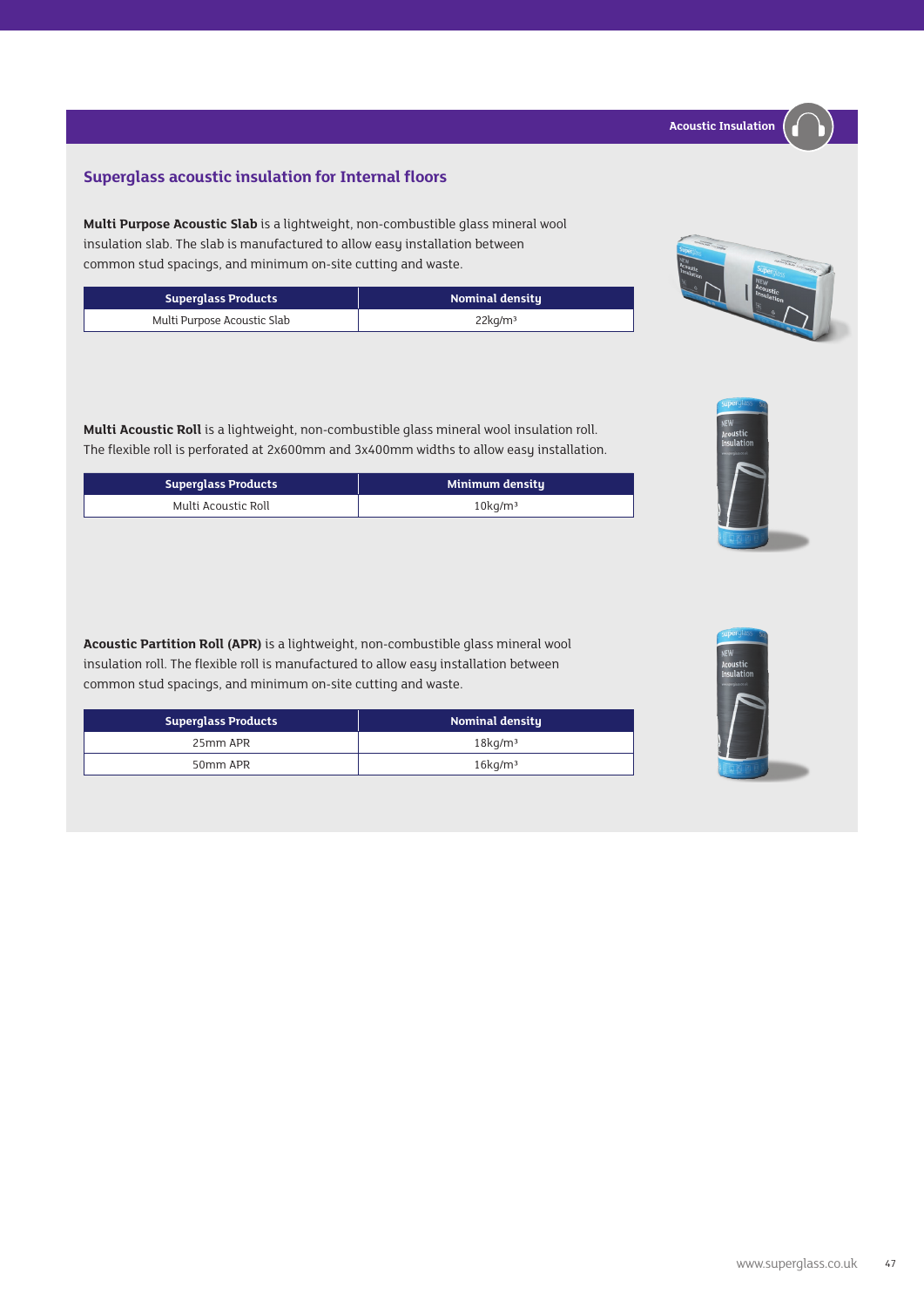Acoustic Insulation

## Superglass acoustic insulation for Internal floors

**Multi Purpose Acoustic Slab** is a lightweight, non-combustible glass mineral wool insulation slab. The slab is manufactured to allow easy installation between common stud spacings, and minimum on-site cutting and waste.

| Superglass Products | Nominal density |
|---|---|
| Multi Purpose Acoustic Slab | 22kg/m³ |

**Multi Acoustic Roll** is a lightweight, non-combustible glass mineral wool insulation roll. The flexible roll is perforated at 2x600mm and 3x400mm widths to allow easy installation.

| Superglass Products | Minimum density |
|---|---|
| Multi Acoustic Roll | 10kg/m³ |

**Acoustic Partition Roll (APR)** is a lightweight, non-combustible glass mineral wool insulation roll. The flexible roll is manufactured to allow easy installation between common stud spacings, and minimum on-site cutting and waste.

| Superglass Products | Nominal density |
|---|---|
| 25mm APR | 18kg/m³ |
| 50mm APR | 16kg/m³ |